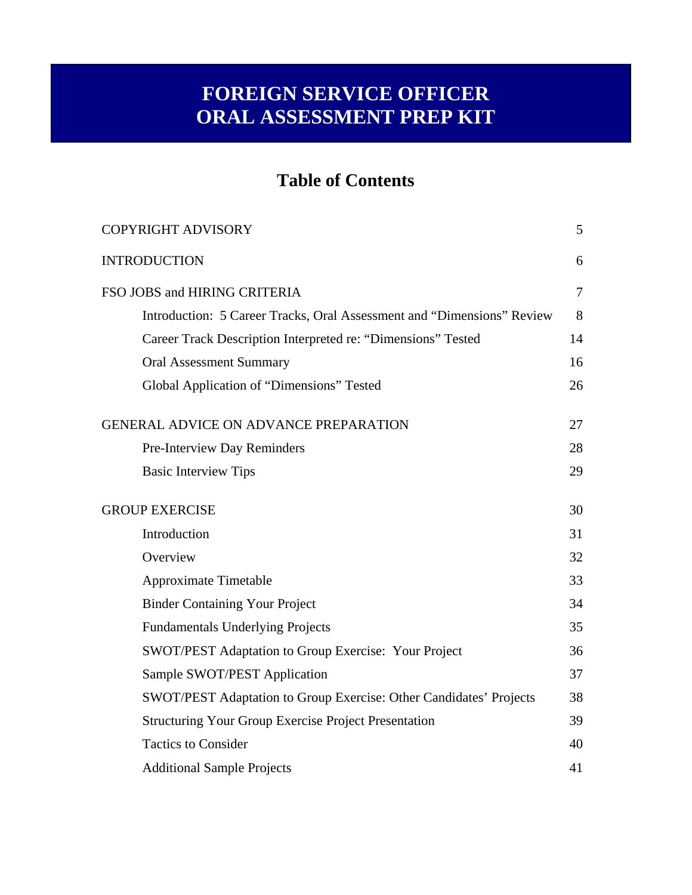# FOREIGN SERVICE OFFICER ORAL ASSESSMENT PREP KIT

## Table of Contents

| | |
|---|---|
| COPYRIGHT ADVISORY | 5 |
| INTRODUCTION | 6 |
| FSO JOBS and HIRING CRITERIA | 7 |
| Introduction: 5 Career Tracks, Oral Assessment and "Dimensions" Review | 8 |
| Career Track Description Interpreted re: "Dimensions" Tested | 14 |
| Oral Assessment Summary | 16 |
| Global Application of "Dimensions" Tested | 26 |
| GENERAL ADVICE ON ADVANCE PREPARATION | 27 |
| Pre-Interview Day Reminders | 28 |
| Basic Interview Tips | 29 |
| GROUP EXERCISE | 30 |
| Introduction | 31 |
| Overview | 32 |
| Approximate Timetable | 33 |
| Binder Containing Your Project | 34 |
| Fundamentals Underlying Projects | 35 |
| SWOT/PEST Adaptation to Group Exercise: Your Project | 36 |
| Sample SWOT/PEST Application | 37 |
| SWOT/PEST Adaptation to Group Exercise: Other Candidates' Projects | 38 |
| Structuring Your Group Exercise Project Presentation | 39 |
| Tactics to Consider | 40 |
| Additional Sample Projects | 41 |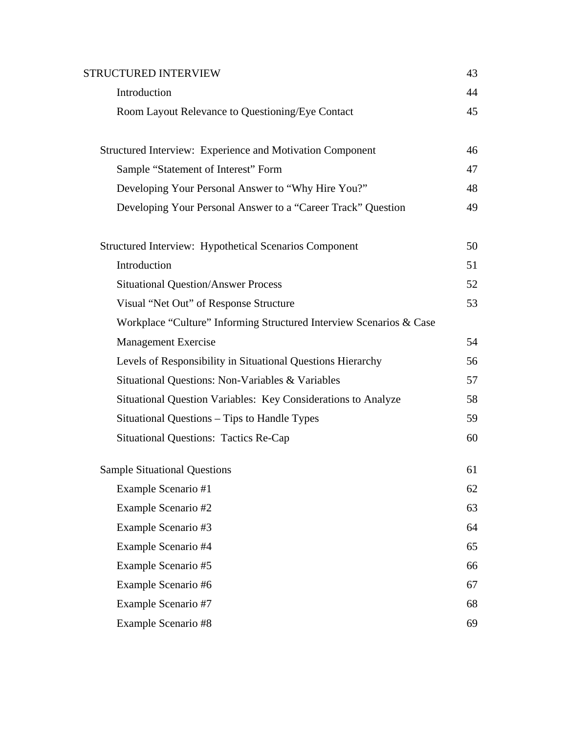| | |
|---|---|
| STRUCTURED INTERVIEW | 43 |
| Introduction | 44 |
| Room Layout Relevance to Questioning/Eye Contact | 45 |
| | |
| Structured Interview: Experience and Motivation Component | 46 |
| Sample "Statement of Interest" Form | 47 |
| Developing Your Personal Answer to "Why Hire You?" | 48 |
| Developing Your Personal Answer to a "Career Track" Question | 49 |
| | |
| Structured Interview: Hypothetical Scenarios Component | 50 |
| Introduction | 51 |
| Situational Question/Answer Process | 52 |
| Visual "Net Out" of Response Structure | 53 |
| Workplace "Culture" Informing Structured Interview Scenarios & Case Management Exercise | 54 |
| Levels of Responsibility in Situational Questions Hierarchy | 56 |
| Situational Questions: Non-Variables & Variables | 57 |
| Situational Question Variables: Key Considerations to Analyze | 58 |
| Situational Questions – Tips to Handle Types | 59 |
| Situational Questions: Tactics Re-Cap | 60 |
| | |
| Sample Situational Questions | 61 |
| Example Scenario #1 | 62 |
| Example Scenario #2 | 63 |
| Example Scenario #3 | 64 |
| Example Scenario #4 | 65 |
| Example Scenario #5 | 66 |
| Example Scenario #6 | 67 |
| Example Scenario #7 | 68 |
| Example Scenario #8 | 69 |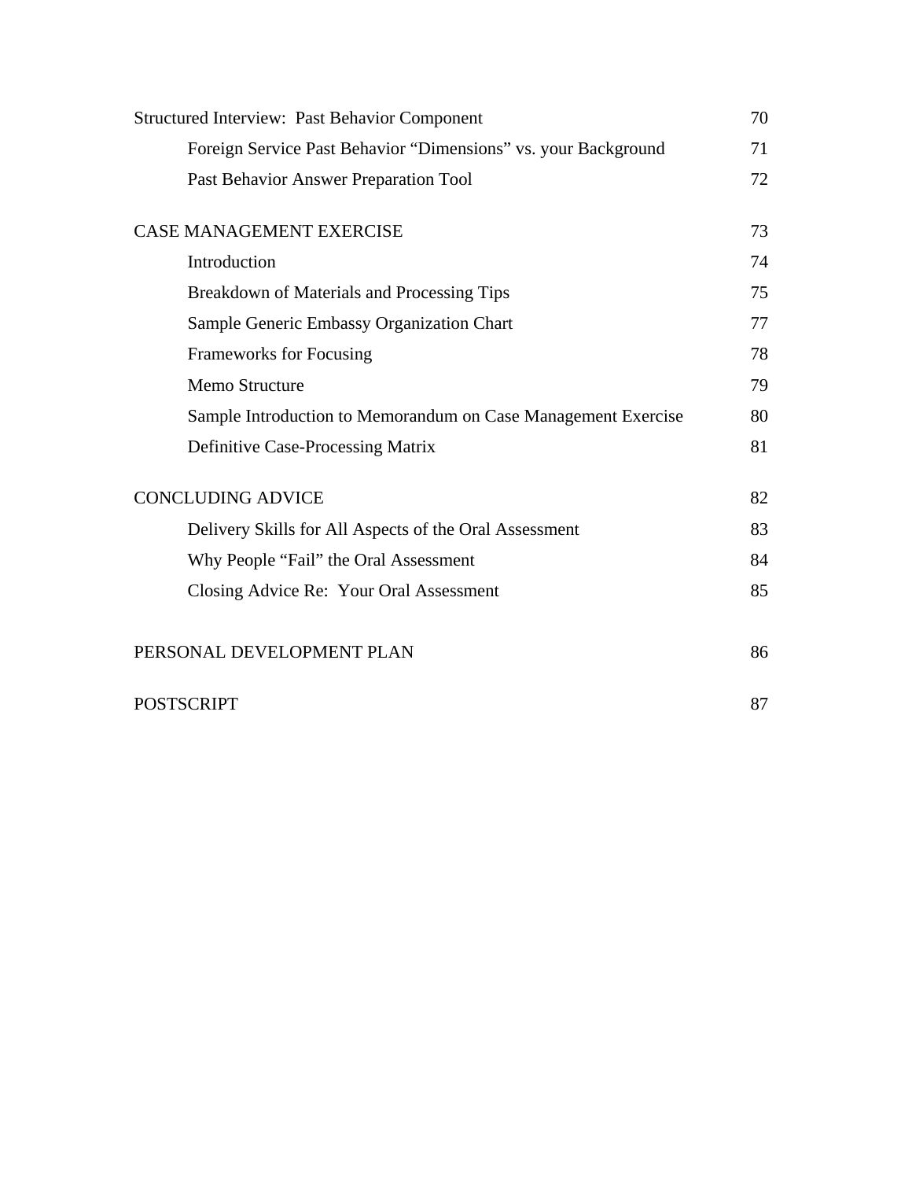| | |
|---|---|
| Structured Interview: Past Behavior Component | 70 |
| Foreign Service Past Behavior "Dimensions" vs. your Background | 71 |
| Past Behavior Answer Preparation Tool | 72 |
| CASE MANAGEMENT EXERCISE | 73 |
| Introduction | 74 |
| Breakdown of Materials and Processing Tips | 75 |
| Sample Generic Embassy Organization Chart | 77 |
| Frameworks for Focusing | 78 |
| Memo Structure | 79 |
| Sample Introduction to Memorandum on Case Management Exercise | 80 |
| Definitive Case-Processing Matrix | 81 |
| CONCLUDING ADVICE | 82 |
| Delivery Skills for All Aspects of the Oral Assessment | 83 |
| Why People "Fail" the Oral Assessment | 84 |
| Closing Advice Re: Your Oral Assessment | 85 |
| PERSONAL DEVELOPMENT PLAN | 86 |
| POSTSCRIPT | 87 |